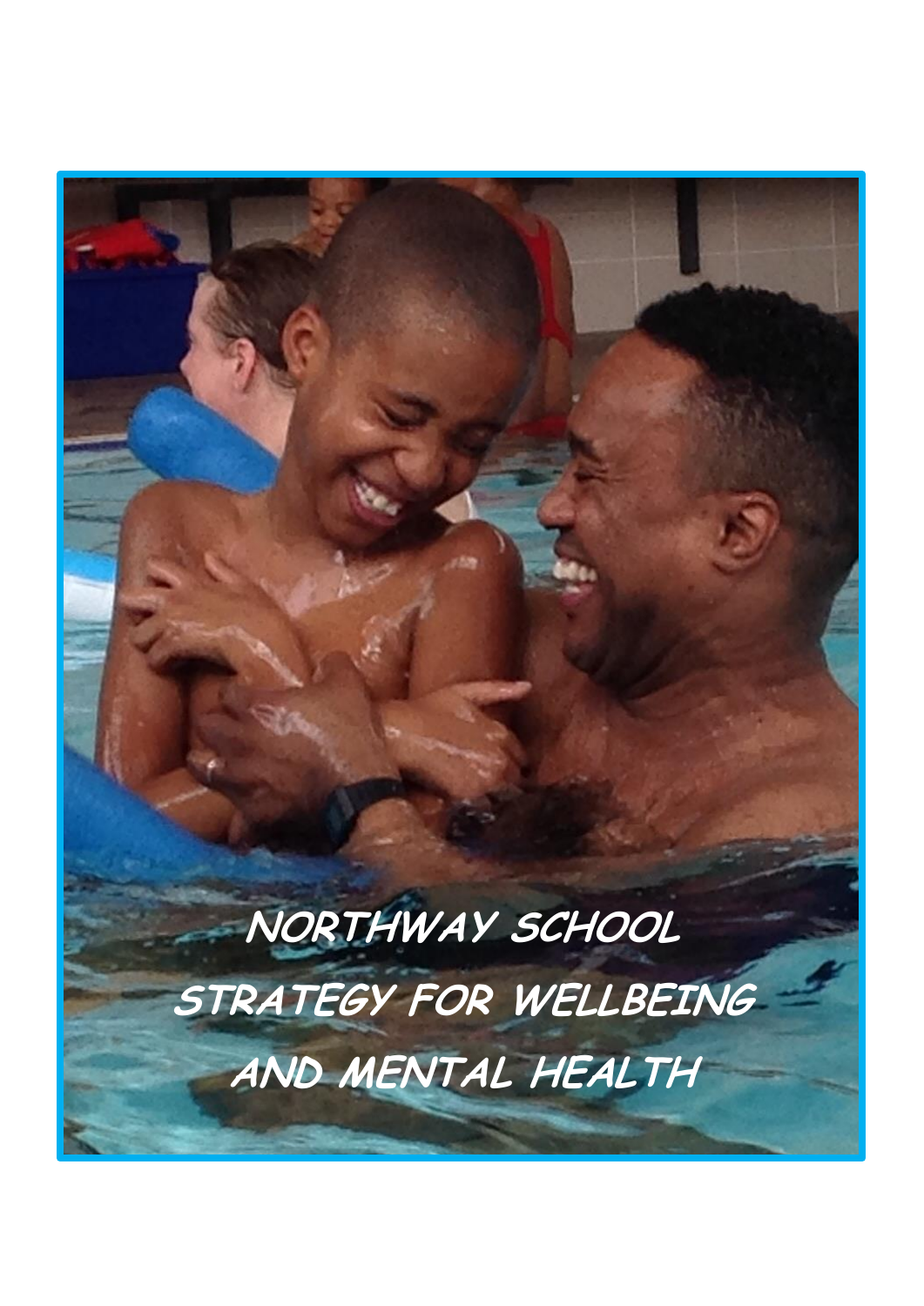# NORTHWAY SCHOOL STRATEGY FOR WELLBEING AND MENTAL HEALTH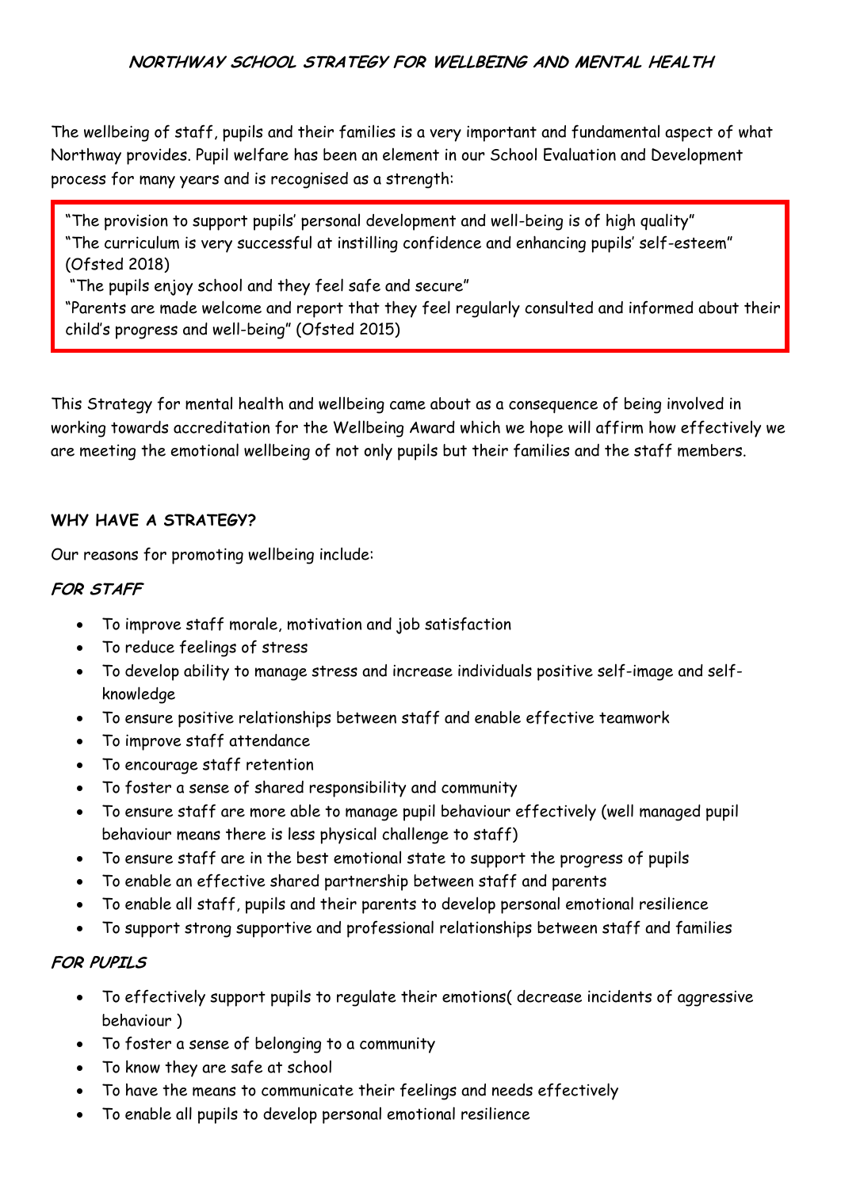## NORTHWAY SCHOOL STRATEGY FOR WELLBEING AND MENTAL HEALTH

The wellbeing of staff, pupils and their families is a very important and fundamental aspect of what Northway provides. Pupil welfare has been an element in our School Evaluation and Development process for many years and is recognised as a strength:

> "The provision to support pupils' personal development and well-being is of high quality"
> "The curriculum is very successful at instilling confidence and enhancing pupils' self-esteem" (Ofsted 2018)
> "The pupils enjoy school and they feel safe and secure"
> "Parents are made welcome and report that they feel regularly consulted and informed about their child's progress and well-being" (Ofsted 2015)

This Strategy for mental health and wellbeing came about as a consequence of being involved in working towards accreditation for the Wellbeing Award which we hope will affirm how effectively we are meeting the emotional wellbeing of not only pupils but their families and the staff members.

### WHY HAVE A STRATEGY?

Our reasons for promoting wellbeing include:

#### FOR STAFF

- To improve staff morale, motivation and job satisfaction
- To reduce feelings of stress
- To develop ability to manage stress and increase individuals positive self-image and self-knowledge
- To ensure positive relationships between staff and enable effective teamwork
- To improve staff attendance
- To encourage staff retention
- To foster a sense of shared responsibility and community
- To ensure staff are more able to manage pupil behaviour effectively (well managed pupil behaviour means there is less physical challenge to staff)
- To ensure staff are in the best emotional state to support the progress of pupils
- To enable an effective shared partnership between staff and parents
- To enable all staff, pupils and their parents to develop personal emotional resilience
- To support strong supportive and professional relationships between staff and families

#### FOR PUPILS

- To effectively support pupils to regulate their emotions( decrease incidents of aggressive behaviour )
- To foster a sense of belonging to a community
- To know they are safe at school
- To have the means to communicate their feelings and needs effectively
- To enable all pupils to develop personal emotional resilience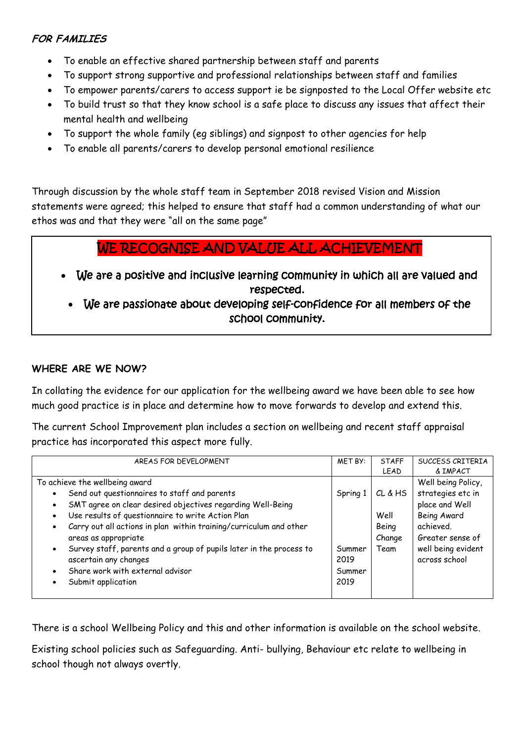***FOR FAMILIES***

- To enable an effective shared partnership between staff and parents
- To support strong supportive and professional relationships between staff and families
- To empower parents/carers to access support ie be signposted to the Local Offer website etc
- To build trust so that they know school is a safe place to discuss any issues that affect their mental health and wellbeing
- To support the whole family (eg siblings) and signpost to other agencies for help
- To enable all parents/carers to develop personal emotional resilience

Through discussion by the whole staff team in September 2018 revised Vision and Mission statements were agreed; this helped to ensure that staff had a common understanding of what our ethos was and that they were "all on the same page"

**WE RECOGNISE AND VALUE ALL ACHIEVEMENT**

- **We are a positive and inclusive learning community in which all are valued and respected.**
- **We are passionate about developing self-confidence for all members of the school community.**

**WHERE ARE WE NOW?**

In collating the evidence for our application for the wellbeing award we have been able to see how much good practice is in place and determine how to move forwards to develop and extend this.

The current School Improvement plan includes a section on wellbeing and recent staff appraisal practice has incorporated this aspect more fully.

| AREAS FOR DEVELOPMENT | MET BY: | STAFF LEAD | SUCCESS CRITERIA & IMPACT |
|---|---|---|---|
| To achieve the wellbeing award<br>• Send out questionnaires to staff and parents<br>• SMT agree on clear desired objectives regarding Well-Being<br>• Use results of questionnaire to write Action Plan<br>• Carry out all actions in plan within training/curriculum and other areas as appropriate<br>• Survey staff, parents and a group of pupils later in the process to ascertain any changes<br>• Share work with external advisor<br>• Submit application | Spring 1<br><br><br><br><br>Summer 2019<br>Summer 2019 | CL & HS<br><br>Well Being Change Team | Well being Policy, strategies etc in place and Well Being Award achieved.<br>Greater sense of well being evident across school |

There is a school Wellbeing Policy and this and other information is available on the school website.

Existing school policies such as Safeguarding. Anti- bullying, Behaviour etc relate to wellbeing in school though not always overtly.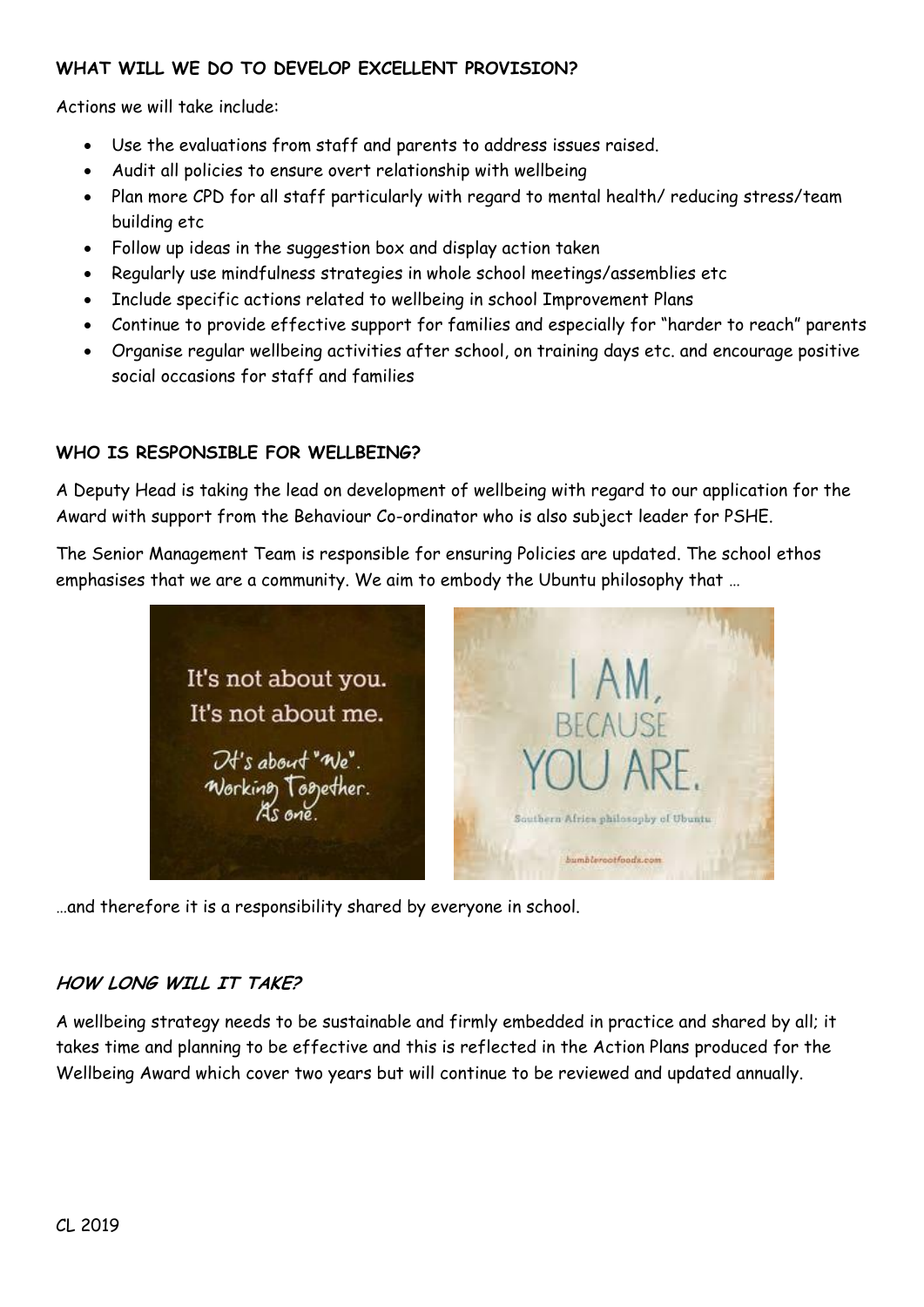**WHAT WILL WE DO TO DEVELOP EXCELLENT PROVISION?**

Actions we will take include:

- Use the evaluations from staff and parents to address issues raised.
- Audit all policies to ensure overt relationship with wellbeing
- Plan more CPD for all staff particularly with regard to mental health/ reducing stress/team building etc
- Follow up ideas in the suggestion box and display action taken
- Regularly use mindfulness strategies in whole school meetings/assemblies etc
- Include specific actions related to wellbeing in school Improvement Plans
- Continue to provide effective support for families and especially for "harder to reach" parents
- Organise regular wellbeing activities after school, on training days etc. and encourage positive social occasions for staff and families

**WHO IS RESPONSIBLE FOR WELLBEING?**

A Deputy Head is taking the lead on development of wellbeing with regard to our application for the Award with support from the Behaviour Co-ordinator who is also subject leader for PSHE.

The Senior Management Team is responsible for ensuring Policies are updated. The school ethos emphasises that we are a community. We aim to embody the Ubuntu philosophy that …

It's not about you.
It's not about me.
It's about "We".
Working Together.
As one.

I AM,
BECAUSE
YOU ARE.
Southern Africa philosophy of Ubuntu
bumblerootfoods.com

…and therefore it is a responsibility shared by everyone in school.

***HOW LONG WILL IT TAKE?***

A wellbeing strategy needs to be sustainable and firmly embedded in practice and shared by all; it takes time and planning to be effective and this is reflected in the Action Plans produced for the Wellbeing Award which cover two years but will continue to be reviewed and updated annually.

CL 2019